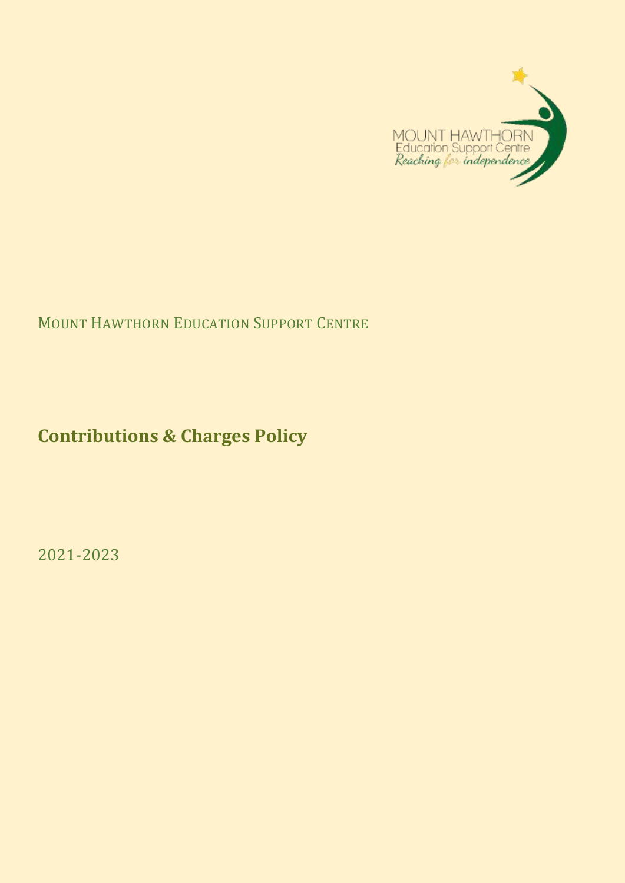MOUNT HAWTHORN EDUCATION SUPPORT CENTRE

# Contributions & Charges Policy

2021-2023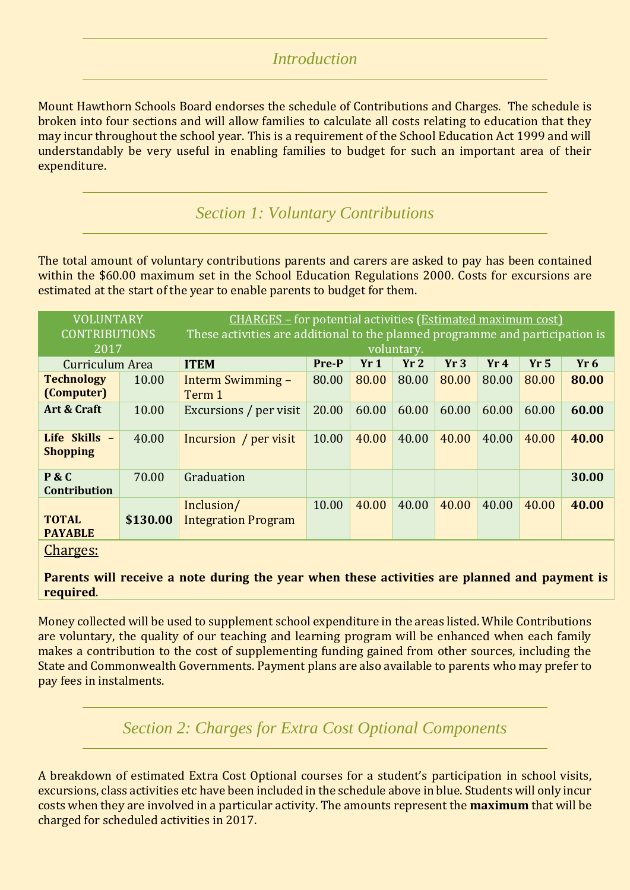## Introduction

Mount Hawthorn Schools Board endorses the schedule of Contributions and Charges. The schedule is broken into four sections and will allow families to calculate all costs relating to education that they may incur throughout the school year. This is a requirement of the School Education Act 1999 and will understandably be very useful in enabling families to budget for such an important area of their expenditure.

## Section 1: Voluntary Contributions

The total amount of voluntary contributions parents and carers are asked to pay has been contained within the $60.00 maximum set in the School Education Regulations 2000. Costs for excursions are estimated at the start of the year to enable parents to budget for them.

| VOLUNTARY CONTRIBUTIONS 2017 | | CHARGES – for potential activities (Estimated maximum cost) These activities are additional to the planned programme and participation is voluntary. | | | | | | | |
|---|---|---|---|---|---|---|---|---|---|
| Curriculum Area | | ITEM | Pre-P | Yr 1 | Yr 2 | Yr 3 | Yr 4 | Yr 5 | Yr 6 |
| **Technology (Computer)** | 10.00 | Interm Swimming – Term 1 | 80.00 | 80.00 | 80.00 | 80.00 | 80.00 | 80.00 | **80.00** |
| **Art & Craft** | 10.00 | Excursions / per visit | 20.00 | 60.00 | 60.00 | 60.00 | 60.00 | 60.00 | **60.00** |
| **Life Skills – Shopping** | 40.00 | Incursion / per visit | 10.00 | 40.00 | 40.00 | 40.00 | 40.00 | 40.00 | **40.00** |
| **P & C Contribution** | 70.00 | Graduation | | | | | | | **30.00** |
| **TOTAL PAYABLE** | **$130.00** | Inclusion/ Integration Program | 10.00 | 40.00 | 40.00 | 40.00 | 40.00 | 40.00 | **40.00** |

Charges:

**Parents will receive a note during the year when these activities are planned and payment is required**.

Money collected will be used to supplement school expenditure in the areas listed. While Contributions are voluntary, the quality of our teaching and learning program will be enhanced when each family makes a contribution to the cost of supplementing funding gained from other sources, including the State and Commonwealth Governments. Payment plans are also available to parents who may prefer to pay fees in instalments.

## Section 2: Charges for Extra Cost Optional Components

A breakdown of estimated Extra Cost Optional courses for a student's participation in school visits, excursions, class activities etc have been included in the schedule above in blue. Students will only incur costs when they are involved in a particular activity. The amounts represent the **maximum** that will be charged for scheduled activities in 2017.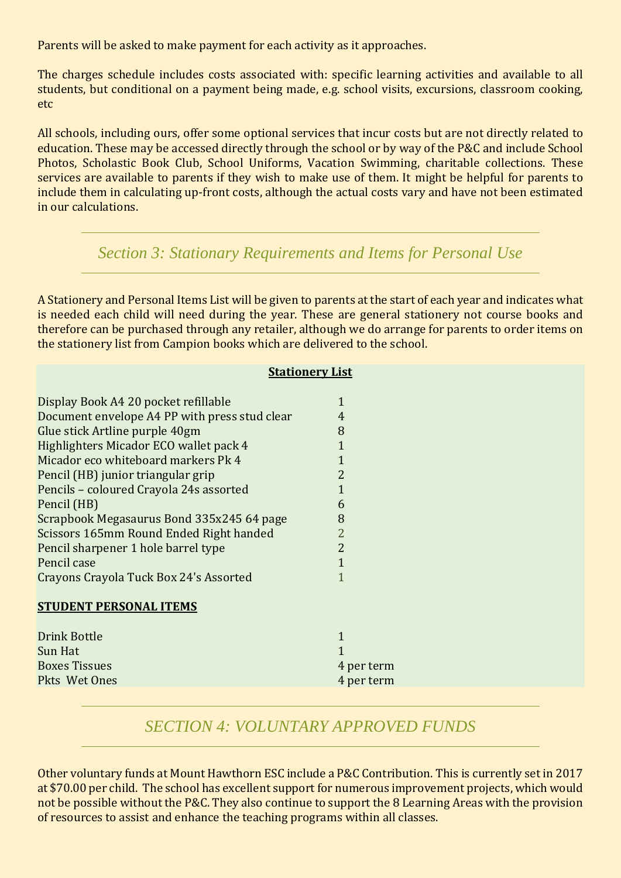Parents will be asked to make payment for each activity as it approaches.

The charges schedule includes costs associated with: specific learning activities and available to all students, but conditional on a payment being made, e.g. school visits, excursions, classroom cooking, etc

All schools, including ours, offer some optional services that incur costs but are not directly related to education. These may be accessed directly through the school or by way of the P&C and include School Photos, Scholastic Book Club, School Uniforms, Vacation Swimming, charitable collections. These services are available to parents if they wish to make use of them. It might be helpful for parents to include them in calculating up-front costs, although the actual costs vary and have not been estimated in our calculations.

## *Section 3: Stationary Requirements and Items for Personal Use*

A Stationery and Personal Items List will be given to parents at the start of each year and indicates what is needed each child will need during the year. These are general stationery not course books and therefore can be purchased through any retailer, although we do arrange for parents to order items on the stationery list from Campion books which are delivered to the school.

**Stationery List**

| Item | Quantity |
|---|---|
| Display Book A4 20 pocket refillable | 1 |
| Document envelope A4 PP with press stud clear | 4 |
| Glue stick Artline purple 40gm | 8 |
| Highlighters Micador ECO wallet pack 4 | 1 |
| Micador eco whiteboard markers Pk 4 | 1 |
| Pencil (HB) junior triangular grip | 2 |
| Pencils – coloured Crayola 24s assorted | 1 |
| Pencil (HB) | 6 |
| Scrapbook Megasaurus Bond 335x245 64 page | 8 |
| Scissors 165mm Round Ended Right handed | 2 |
| Pencil sharpener 1 hole barrel type | 2 |
| Pencil case | 1 |
| Crayons Crayola Tuck Box 24's Assorted | 1 |

**STUDENT PERSONAL ITEMS**

| Item | Quantity |
|---|---|
| Drink Bottle | 1 |
| Sun Hat | 1 |
| Boxes Tissues | 4 per term |
| Pkts Wet Ones | 4 per term |

## *SECTION 4: VOLUNTARY APPROVED FUNDS*

Other voluntary funds at Mount Hawthorn ESC include a P&C Contribution. This is currently set in 2017 at $70.00 per child. The school has excellent support for numerous improvement projects, which would not be possible without the P&C. They also continue to support the 8 Learning Areas with the provision of resources to assist and enhance the teaching programs within all classes.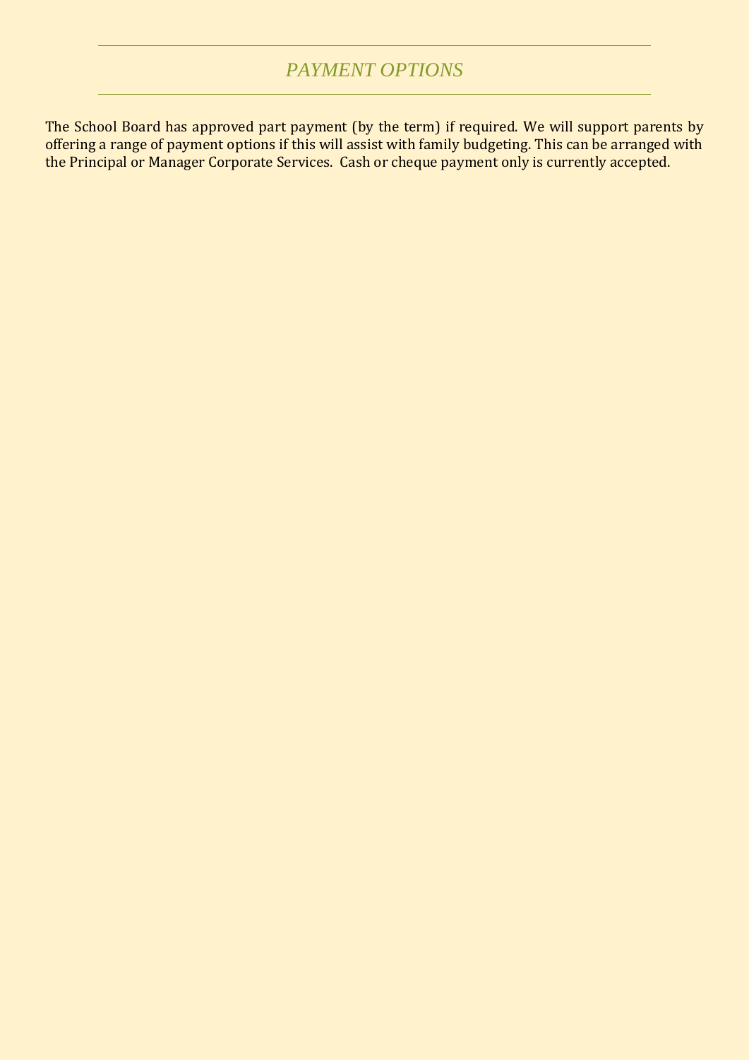## *PAYMENT OPTIONS*

The School Board has approved part payment (by the term) if required. We will support parents by offering a range of payment options if this will assist with family budgeting. This can be arranged with the Principal or Manager Corporate Services. Cash or cheque payment only is currently accepted.